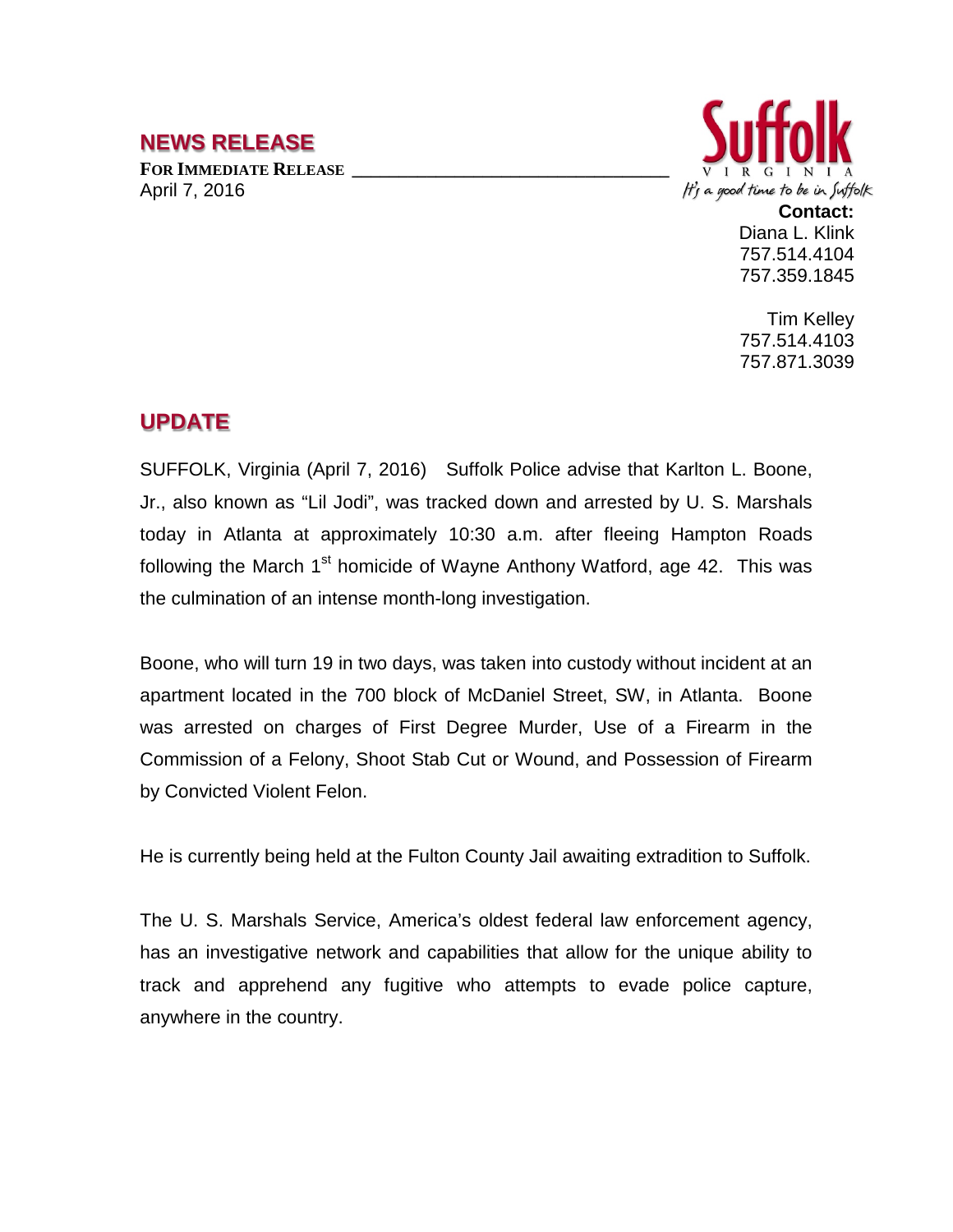# NEWS RELEASE

**FOR IMMEDIATE RELEASE**
April 7, 2016

Suffolk VIRGINIA
*It's a good time to be in Suffolk*

**Contact:**
Diana L. Klink
757.514.4104
757.359.1845

Tim Kelley
757.514.4103
757.871.3039

## UPDATE

SUFFOLK, Virginia (April 7, 2016) Suffolk Police advise that Karlton L. Boone, Jr., also known as "Lil Jodi", was tracked down and arrested by U. S. Marshals today in Atlanta at approximately 10:30 a.m. after fleeing Hampton Roads following the March 1st homicide of Wayne Anthony Watford, age 42. This was the culmination of an intense month-long investigation.

Boone, who will turn 19 in two days, was taken into custody without incident at an apartment located in the 700 block of McDaniel Street, SW, in Atlanta. Boone was arrested on charges of First Degree Murder, Use of a Firearm in the Commission of a Felony, Shoot Stab Cut or Wound, and Possession of Firearm by Convicted Violent Felon.

He is currently being held at the Fulton County Jail awaiting extradition to Suffolk.

The U. S. Marshals Service, America's oldest federal law enforcement agency, has an investigative network and capabilities that allow for the unique ability to track and apprehend any fugitive who attempts to evade police capture, anywhere in the country.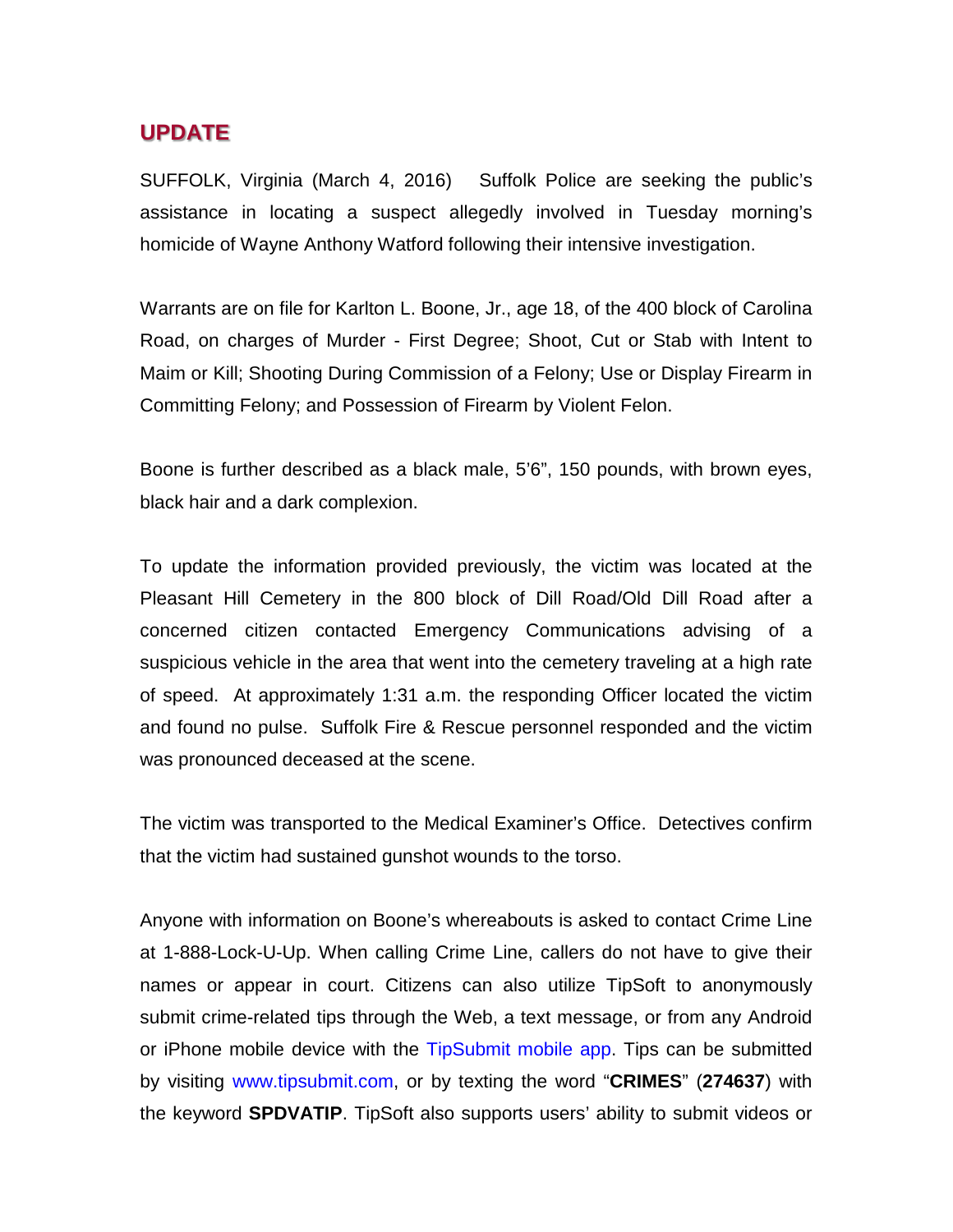## UPDATE

SUFFOLK, Virginia (March 4, 2016) Suffolk Police are seeking the public's assistance in locating a suspect allegedly involved in Tuesday morning's homicide of Wayne Anthony Watford following their intensive investigation.

Warrants are on file for Karlton L. Boone, Jr., age 18, of the 400 block of Carolina Road, on charges of Murder - First Degree; Shoot, Cut or Stab with Intent to Maim or Kill; Shooting During Commission of a Felony; Use or Display Firearm in Committing Felony; and Possession of Firearm by Violent Felon.

Boone is further described as a black male, 5'6", 150 pounds, with brown eyes, black hair and a dark complexion.

To update the information provided previously, the victim was located at the Pleasant Hill Cemetery in the 800 block of Dill Road/Old Dill Road after a concerned citizen contacted Emergency Communications advising of a suspicious vehicle in the area that went into the cemetery traveling at a high rate of speed. At approximately 1:31 a.m. the responding Officer located the victim and found no pulse. Suffolk Fire & Rescue personnel responded and the victim was pronounced deceased at the scene.

The victim was transported to the Medical Examiner's Office. Detectives confirm that the victim had sustained gunshot wounds to the torso.

Anyone with information on Boone's whereabouts is asked to contact Crime Line at 1-888-Lock-U-Up. When calling Crime Line, callers do not have to give their names or appear in court. Citizens can also utilize TipSoft to anonymously submit crime-related tips through the Web, a text message, or from any Android or iPhone mobile device with the TipSubmit mobile app. Tips can be submitted by visiting www.tipsubmit.com, or by texting the word "**CRIMES**" (**274637**) with the keyword **SPDVATIP**. TipSoft also supports users' ability to submit videos or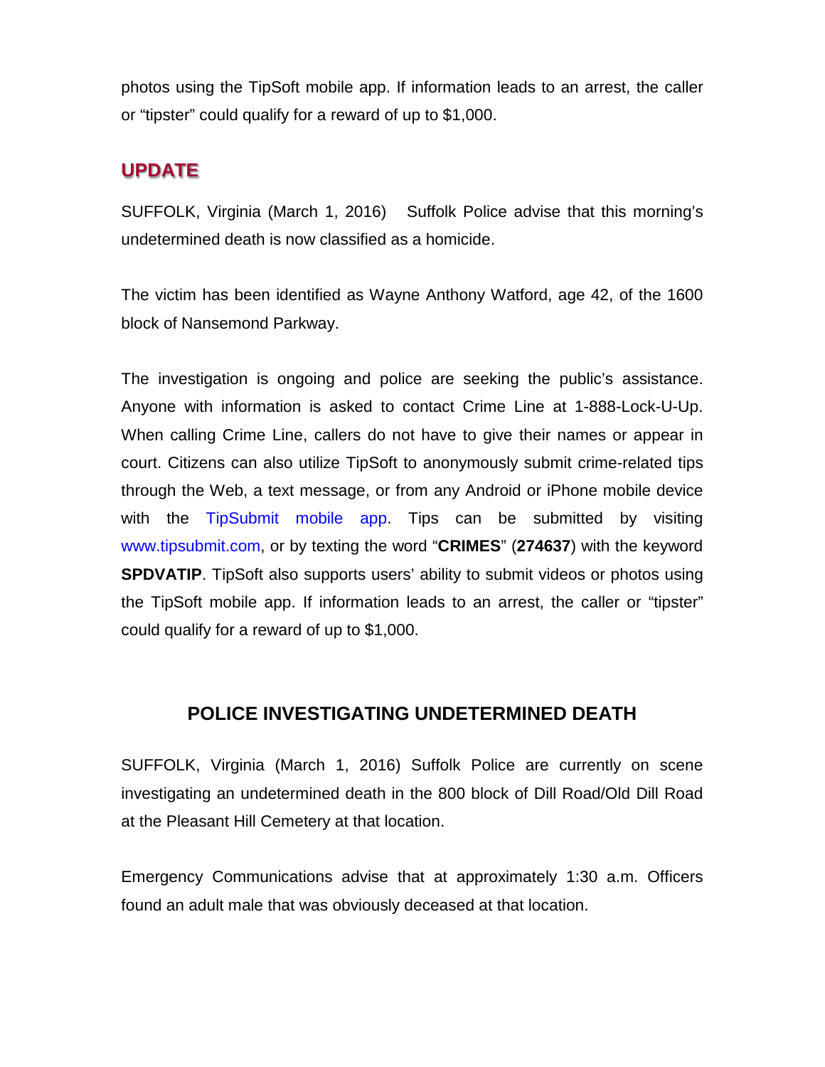photos using the TipSoft mobile app. If information leads to an arrest, the caller or "tipster" could qualify for a reward of up to $1,000.

## UPDATE

SUFFOLK, Virginia (March 1, 2016) Suffolk Police advise that this morning's undetermined death is now classified as a homicide.

The victim has been identified as Wayne Anthony Watford, age 42, of the 1600 block of Nansemond Parkway.

The investigation is ongoing and police are seeking the public's assistance. Anyone with information is asked to contact Crime Line at 1-888-Lock-U-Up. When calling Crime Line, callers do not have to give their names or appear in court. Citizens can also utilize TipSoft to anonymously submit crime-related tips through the Web, a text message, or from any Android or iPhone mobile device with the TipSubmit mobile app. Tips can be submitted by visiting www.tipsubmit.com, or by texting the word "**CRIMES**" (**274637**) with the keyword **SPDVATIP**. TipSoft also supports users' ability to submit videos or photos using the TipSoft mobile app. If information leads to an arrest, the caller or "tipster" could qualify for a reward of up to $1,000.

## POLICE INVESTIGATING UNDETERMINED DEATH

SUFFOLK, Virginia (March 1, 2016) Suffolk Police are currently on scene investigating an undetermined death in the 800 block of Dill Road/Old Dill Road at the Pleasant Hill Cemetery at that location.

Emergency Communications advise that at approximately 1:30 a.m. Officers found an adult male that was obviously deceased at that location.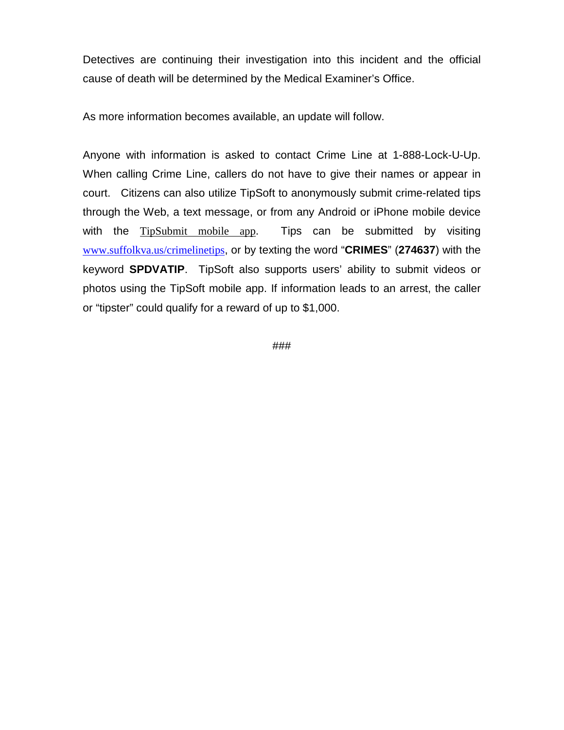Detectives are continuing their investigation into this incident and the official cause of death will be determined by the Medical Examiner's Office.

As more information becomes available, an update will follow.

Anyone with information is asked to contact Crime Line at 1-888-Lock-U-Up. When calling Crime Line, callers do not have to give their names or appear in court. Citizens can also utilize TipSoft to anonymously submit crime-related tips through the Web, a text message, or from any Android or iPhone mobile device with the TipSubmit mobile app. Tips can be submitted by visiting www.suffolkva.us/crimelinetips, or by texting the word "**CRIMES**" (**274637**) with the keyword **SPDVATIP**. TipSoft also supports users' ability to submit videos or photos using the TipSoft mobile app. If information leads to an arrest, the caller or "tipster" could qualify for a reward of up to $1,000.

###